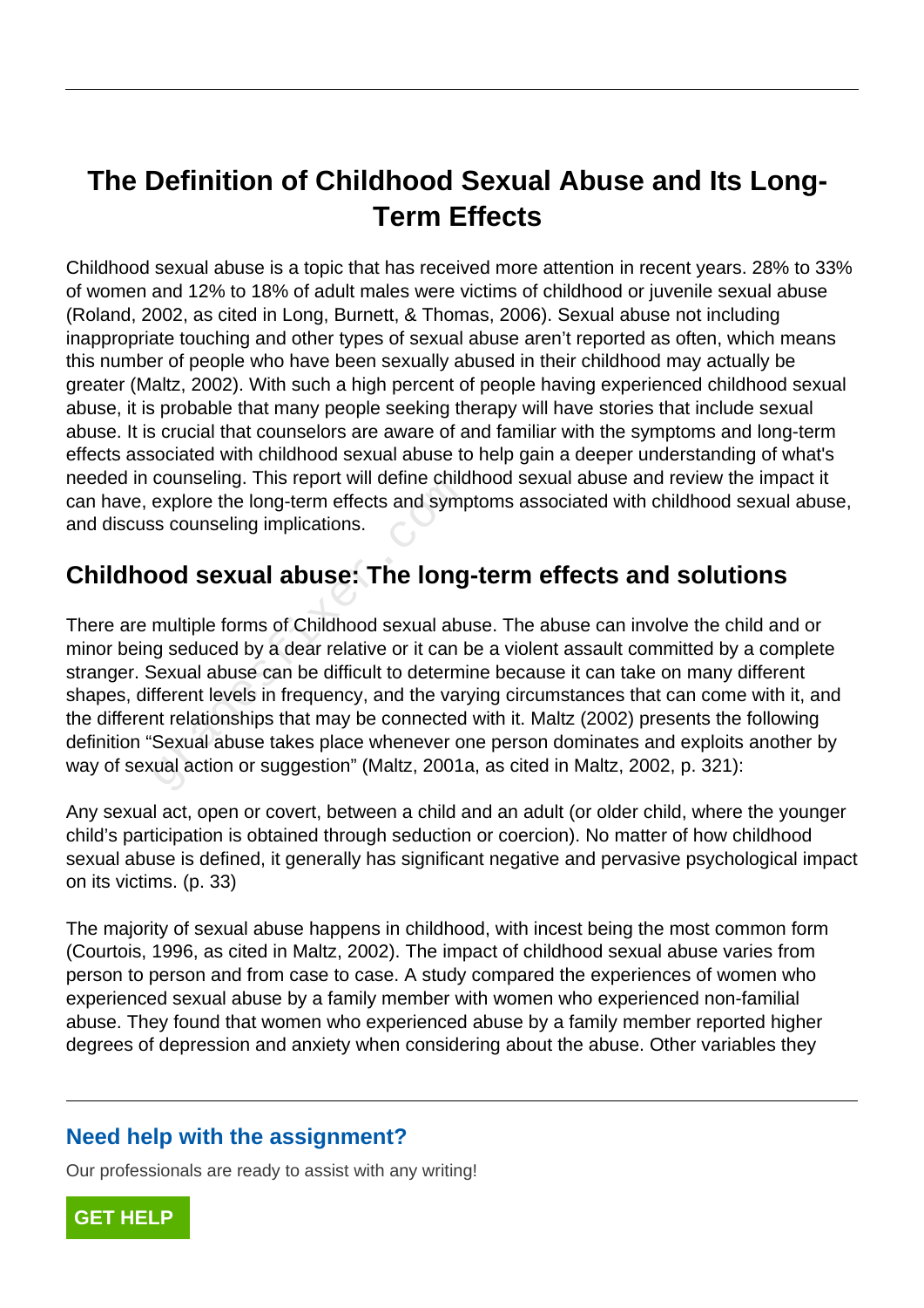# The Definition of Childhood Sexual Abuse and Its Long-Term Effects

Childhood sexual abuse is a topic that has received more attention in recent years. 28% to 33% of women and 12% to 18% of adult males were victims of childhood or juvenile sexual abuse (Roland, 2002, as cited in Long, Burnett, & Thomas, 2006). Sexual abuse not including inappropriate touching and other types of sexual abuse aren't reported as often, which means this number of people who have been sexually abused in their childhood may actually be greater (Maltz, 2002). With such a high percent of people having experienced childhood sexual abuse, it is probable that many people seeking therapy will have stories that include sexual abuse. It is crucial that counselors are aware of and familiar with the symptoms and long-term effects associated with childhood sexual abuse to help gain a deeper understanding of what's needed in counseling. This report will define childhood sexual abuse and review the impact it can have, explore the long-term effects and symptoms associated with childhood sexual abuse, and discuss counseling implications.

## Childhood sexual abuse: The long-term effects and solutions

There are multiple forms of Childhood sexual abuse. The abuse can involve the child and or minor being seduced by a dear relative or it can be a violent assault committed by a complete stranger. Sexual abuse can be difficult to determine because it can take on many different shapes, different levels in frequency, and the varying circumstances that can come with it, and the different relationships that may be connected with it. Maltz (2002) presents the following definition "Sexual abuse takes place whenever one person dominates and exploits another by way of sexual action or suggestion" (Maltz, 2001a, as cited in Maltz, 2002, p. 321):

Any sexual act, open or covert, between a child and an adult (or older child, where the younger child's participation is obtained through seduction or coercion). No matter of how childhood sexual abuse is defined, it generally has significant negative and pervasive psychological impact on its victims. (p. 33)

The majority of sexual abuse happens in childhood, with incest being the most common form (Courtois, 1996, as cited in Maltz, 2002). The impact of childhood sexual abuse varies from person to person and from case to case. A study compared the experiences of women who experienced sexual abuse by a family member with women who experienced non-familial abuse. They found that women who experienced abuse by a family member reported higher degrees of depression and anxiety when considering about the abuse. Other variables they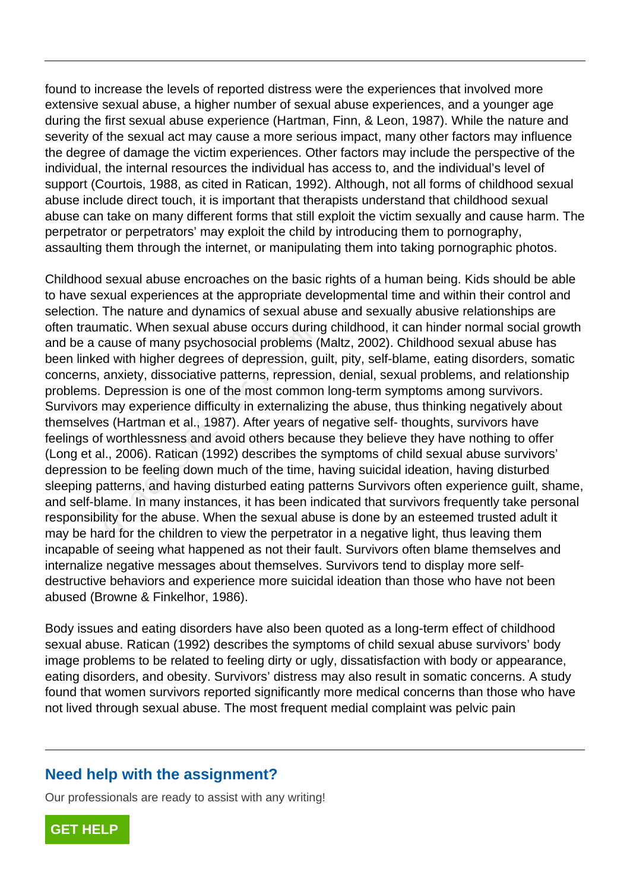found to increase the levels of reported distress were the experiences that involved more extensive sexual abuse, a higher number of sexual abuse experiences, and a younger age during the first sexual abuse experience (Hartman, Finn, & Leon, 1987). While the nature and severity of the sexual act may cause a more serious impact, many other factors may influence the degree of damage the victim experiences. Other factors may include the perspective of the individual, the internal resources the individual has access to, and the individual's level of support (Courtois, 1988, as cited in Ratican, 1992). Although, not all forms of childhood sexual abuse include direct touch, it is important that therapists understand that childhood sexual abuse can take on many different forms that still exploit the victim sexually and cause harm. The perpetrator or perpetrators' may exploit the child by introducing them to pornography, assaulting them through the internet, or manipulating them into taking pornographic photos.

Childhood sexual abuse encroaches on the basic rights of a human being. Kids should be able to have sexual experiences at the appropriate developmental time and within their control and selection. The nature and dynamics of sexual abuse and sexually abusive relationships are often traumatic. When sexual abuse occurs during childhood, it can hinder normal social growth and be a cause of many psychosocial problems (Maltz, 2002). Childhood sexual abuse has been linked with higher degrees of depression, guilt, pity, self-blame, eating disorders, somatic concerns, anxiety, dissociative patterns, repression, denial, sexual problems, and relationship problems. Depression is one of the most common long-term symptoms among survivors. Survivors may experience difficulty in externalizing the abuse, thus thinking negatively about themselves (Hartman et al., 1987). After years of negative self- thoughts, survivors have feelings of worthlessness and avoid others because they believe they have nothing to offer (Long et al., 2006). Ratican (1992) describes the symptoms of child sexual abuse survivors' depression to be feeling down much of the time, having suicidal ideation, having disturbed sleeping patterns, and having disturbed eating patterns Survivors often experience guilt, shame, and self-blame. In many instances, it has been indicated that survivors frequently take personal responsibility for the abuse. When the sexual abuse is done by an esteemed trusted adult it may be hard for the children to view the perpetrator in a negative light, thus leaving them incapable of seeing what happened as not their fault. Survivors often blame themselves and internalize negative messages about themselves. Survivors tend to display more self-destructive behaviors and experience more suicidal ideation than those who have not been abused (Browne & Finkelhor, 1986).

Body issues and eating disorders have also been quoted as a long-term effect of childhood sexual abuse. Ratican (1992) describes the symptoms of child sexual abuse survivors' body image problems to be related to feeling dirty or ugly, dissatisfaction with body or appearance, eating disorders, and obesity. Survivors' distress may also result in somatic concerns. A study found that women survivors reported significantly more medical concerns than those who have not lived through sexual abuse. The most frequent medial complaint was pelvic pain

## Need help with the assignment?

Our professionals are ready to assist with any writing!

GET HELP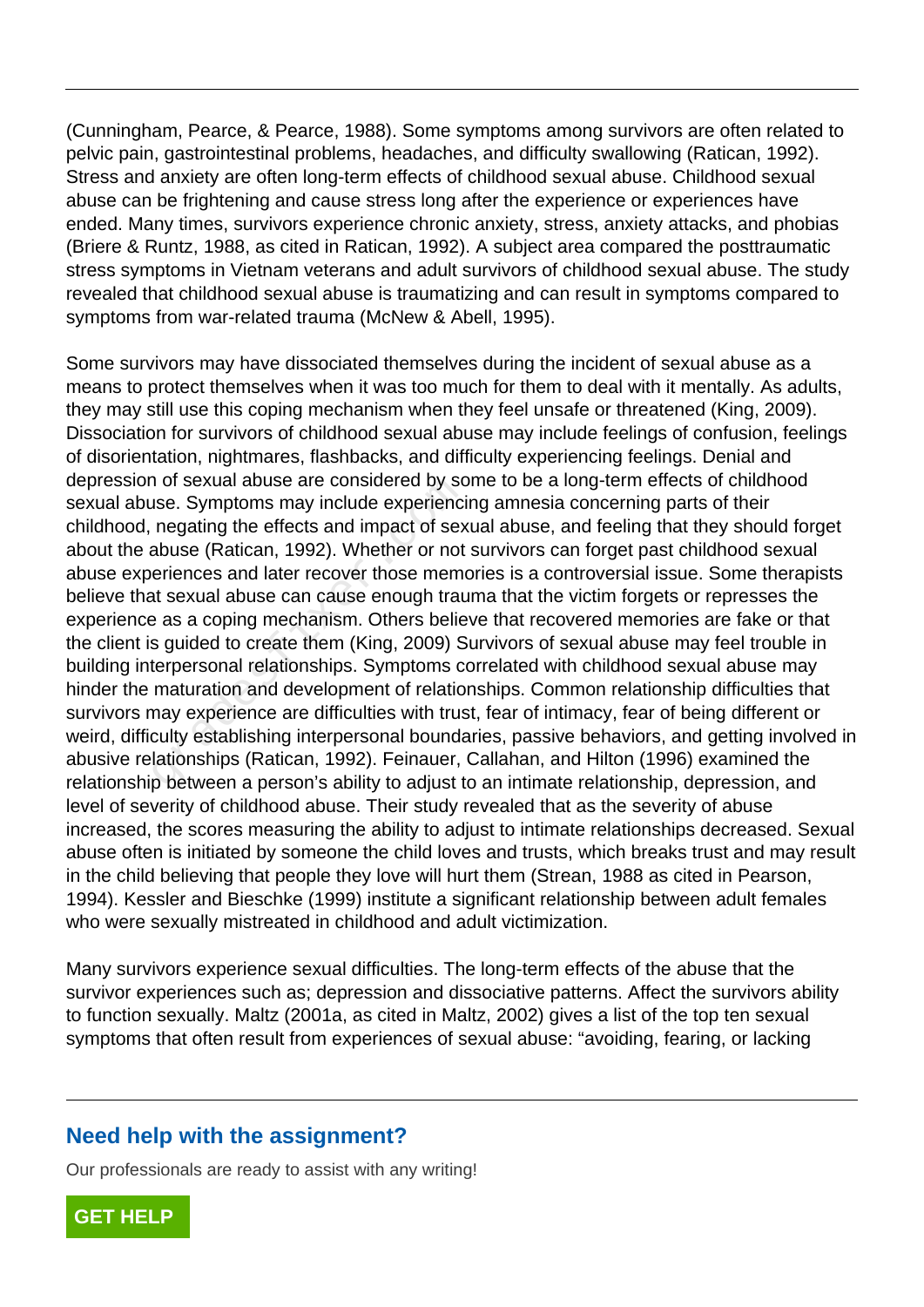(Cunningham, Pearce, & Pearce, 1988). Some symptoms among survivors are often related to pelvic pain, gastrointestinal problems, headaches, and difficulty swallowing (Ratican, 1992). Stress and anxiety are often long-term effects of childhood sexual abuse. Childhood sexual abuse can be frightening and cause stress long after the experience or experiences have ended. Many times, survivors experience chronic anxiety, stress, anxiety attacks, and phobias (Briere & Runtz, 1988, as cited in Ratican, 1992). A subject area compared the posttraumatic stress symptoms in Vietnam veterans and adult survivors of childhood sexual abuse. The study revealed that childhood sexual abuse is traumatizing and can result in symptoms compared to symptoms from war-related trauma (McNew & Abell, 1995).

Some survivors may have dissociated themselves during the incident of sexual abuse as a means to protect themselves when it was too much for them to deal with it mentally. As adults, they may still use this coping mechanism when they feel unsafe or threatened (King, 2009). Dissociation for survivors of childhood sexual abuse may include feelings of confusion, feelings of disorientation, nightmares, flashbacks, and difficulty experiencing feelings. Denial and depression of sexual abuse are considered by some to be a long-term effects of childhood sexual abuse. Symptoms may include experiencing amnesia concerning parts of their childhood, negating the effects and impact of sexual abuse, and feeling that they should forget about the abuse (Ratican, 1992). Whether or not survivors can forget past childhood sexual abuse experiences and later recover those memories is a controversial issue. Some therapists believe that sexual abuse can cause enough trauma that the victim forgets or represses the experience as a coping mechanism. Others believe that recovered memories are fake or that the client is guided to create them (King, 2009) Survivors of sexual abuse may feel trouble in building interpersonal relationships. Symptoms correlated with childhood sexual abuse may hinder the maturation and development of relationships. Common relationship difficulties that survivors may experience are difficulties with trust, fear of intimacy, fear of being different or weird, difficulty establishing interpersonal boundaries, passive behaviors, and getting involved in abusive relationships (Ratican, 1992). Feinauer, Callahan, and Hilton (1996) examined the relationship between a person's ability to adjust to an intimate relationship, depression, and level of severity of childhood abuse. Their study revealed that as the severity of abuse increased, the scores measuring the ability to adjust to intimate relationships decreased. Sexual abuse often is initiated by someone the child loves and trusts, which breaks trust and may result in the child believing that people they love will hurt them (Strean, 1988 as cited in Pearson, 1994). Kessler and Bieschke (1999) institute a significant relationship between adult females who were sexually mistreated in childhood and adult victimization.

Many survivors experience sexual difficulties. The long-term effects of the abuse that the survivor experiences such as; depression and dissociative patterns. Affect the survivors ability to function sexually. Maltz (2001a, as cited in Maltz, 2002) gives a list of the top ten sexual symptoms that often result from experiences of sexual abuse: "avoiding, fearing, or lacking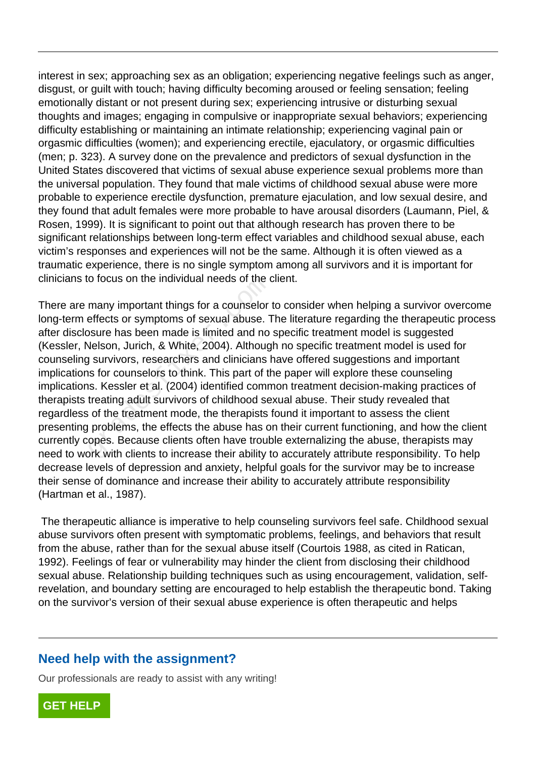interest in sex; approaching sex as an obligation; experiencing negative feelings such as anger, disgust, or guilt with touch; having difficulty becoming aroused or feeling sensation; feeling emotionally distant or not present during sex; experiencing intrusive or disturbing sexual thoughts and images; engaging in compulsive or inappropriate sexual behaviors; experiencing difficulty establishing or maintaining an intimate relationship; experiencing vaginal pain or orgasmic difficulties (women); and experiencing erectile, ejaculatory, or orgasmic difficulties (men; p. 323). A survey done on the prevalence and predictors of sexual dysfunction in the United States discovered that victims of sexual abuse experience sexual problems more than the universal population. They found that male victims of childhood sexual abuse were more probable to experience erectile dysfunction, premature ejaculation, and low sexual desire, and they found that adult females were more probable to have arousal disorders (Laumann, Piel, & Rosen, 1999). It is significant to point out that although research has proven there to be significant relationships between long-term effect variables and childhood sexual abuse, each victim's responses and experiences will not be the same. Although it is often viewed as a traumatic experience, there is no single symptom among all survivors and it is important for clinicians to focus on the individual needs of the client.

There are many important things for a counselor to consider when helping a survivor overcome long-term effects or symptoms of sexual abuse. The literature regarding the therapeutic process after disclosure has been made is limited and no specific treatment model is suggested (Kessler, Nelson, Jurich, & White, 2004). Although no specific treatment model is used for counseling survivors, researchers and clinicians have offered suggestions and important implications for counselors to think. This part of the paper will explore these counseling implications. Kessler et al. (2004) identified common treatment decision-making practices of therapists treating adult survivors of childhood sexual abuse. Their study revealed that regardless of the treatment mode, the therapists found it important to assess the client presenting problems, the effects the abuse has on their current functioning, and how the client currently copes. Because clients often have trouble externalizing the abuse, therapists may need to work with clients to increase their ability to accurately attribute responsibility. To help decrease levels of depression and anxiety, helpful goals for the survivor may be to increase their sense of dominance and increase their ability to accurately attribute responsibility (Hartman et al., 1987).

The therapeutic alliance is imperative to help counseling survivors feel safe. Childhood sexual abuse survivors often present with symptomatic problems, feelings, and behaviors that result from the abuse, rather than for the sexual abuse itself (Courtois 1988, as cited in Ratican, 1992). Feelings of fear or vulnerability may hinder the client from disclosing their childhood sexual abuse. Relationship building techniques such as using encouragement, validation, self-revelation, and boundary setting are encouraged to help establish the therapeutic bond. Taking on the survivor's version of their sexual abuse experience is often therapeutic and helps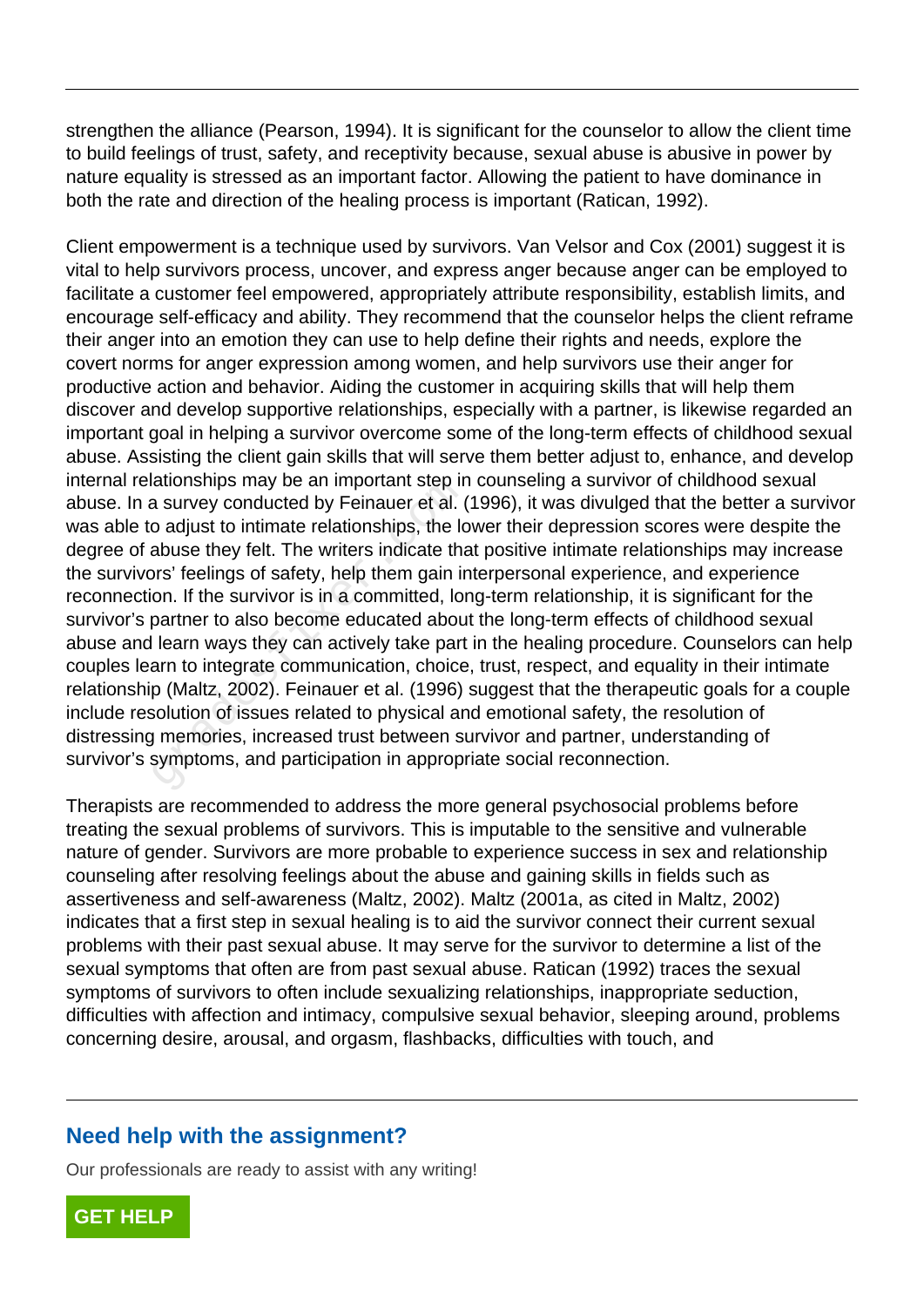strengthen the alliance (Pearson, 1994). It is significant for the counselor to allow the client time to build feelings of trust, safety, and receptivity because, sexual abuse is abusive in power by nature equality is stressed as an important factor. Allowing the patient to have dominance in both the rate and direction of the healing process is important (Ratican, 1992).

Client empowerment is a technique used by survivors. Van Velsor and Cox (2001) suggest it is vital to help survivors process, uncover, and express anger because anger can be employed to facilitate a customer feel empowered, appropriately attribute responsibility, establish limits, and encourage self-efficacy and ability. They recommend that the counselor helps the client reframe their anger into an emotion they can use to help define their rights and needs, explore the covert norms for anger expression among women, and help survivors use their anger for productive action and behavior. Aiding the customer in acquiring skills that will help them discover and develop supportive relationships, especially with a partner, is likewise regarded an important goal in helping a survivor overcome some of the long-term effects of childhood sexual abuse. Assisting the client gain skills that will serve them better adjust to, enhance, and develop internal relationships may be an important step in counseling a survivor of childhood sexual abuse. In a survey conducted by Feinauer et al. (1996), it was divulged that the better a survivor was able to adjust to intimate relationships, the lower their depression scores were despite the degree of abuse they felt. The writers indicate that positive intimate relationships may increase the survivors' feelings of safety, help them gain interpersonal experience, and experience reconnection. If the survivor is in a committed, long-term relationship, it is significant for the survivor's partner to also become educated about the long-term effects of childhood sexual abuse and learn ways they can actively take part in the healing procedure. Counselors can help couples learn to integrate communication, choice, trust, respect, and equality in their intimate relationship (Maltz, 2002). Feinauer et al. (1996) suggest that the therapeutic goals for a couple include resolution of issues related to physical and emotional safety, the resolution of distressing memories, increased trust between survivor and partner, understanding of survivor's symptoms, and participation in appropriate social reconnection.

Therapists are recommended to address the more general psychosocial problems before treating the sexual problems of survivors. This is imputable to the sensitive and vulnerable nature of gender. Survivors are more probable to experience success in sex and relationship counseling after resolving feelings about the abuse and gaining skills in fields such as assertiveness and self-awareness (Maltz, 2002). Maltz (2001a, as cited in Maltz, 2002) indicates that a first step in sexual healing is to aid the survivor connect their current sexual problems with their past sexual abuse. It may serve for the survivor to determine a list of the sexual symptoms that often are from past sexual abuse. Ratican (1992) traces the sexual symptoms of survivors to often include sexualizing relationships, inappropriate seduction, difficulties with affection and intimacy, compulsive sexual behavior, sleeping around, problems concerning desire, arousal, and orgasm, flashbacks, difficulties with touch, and

## Need help with the assignment?

Our professionals are ready to assist with any writing!

GET HELP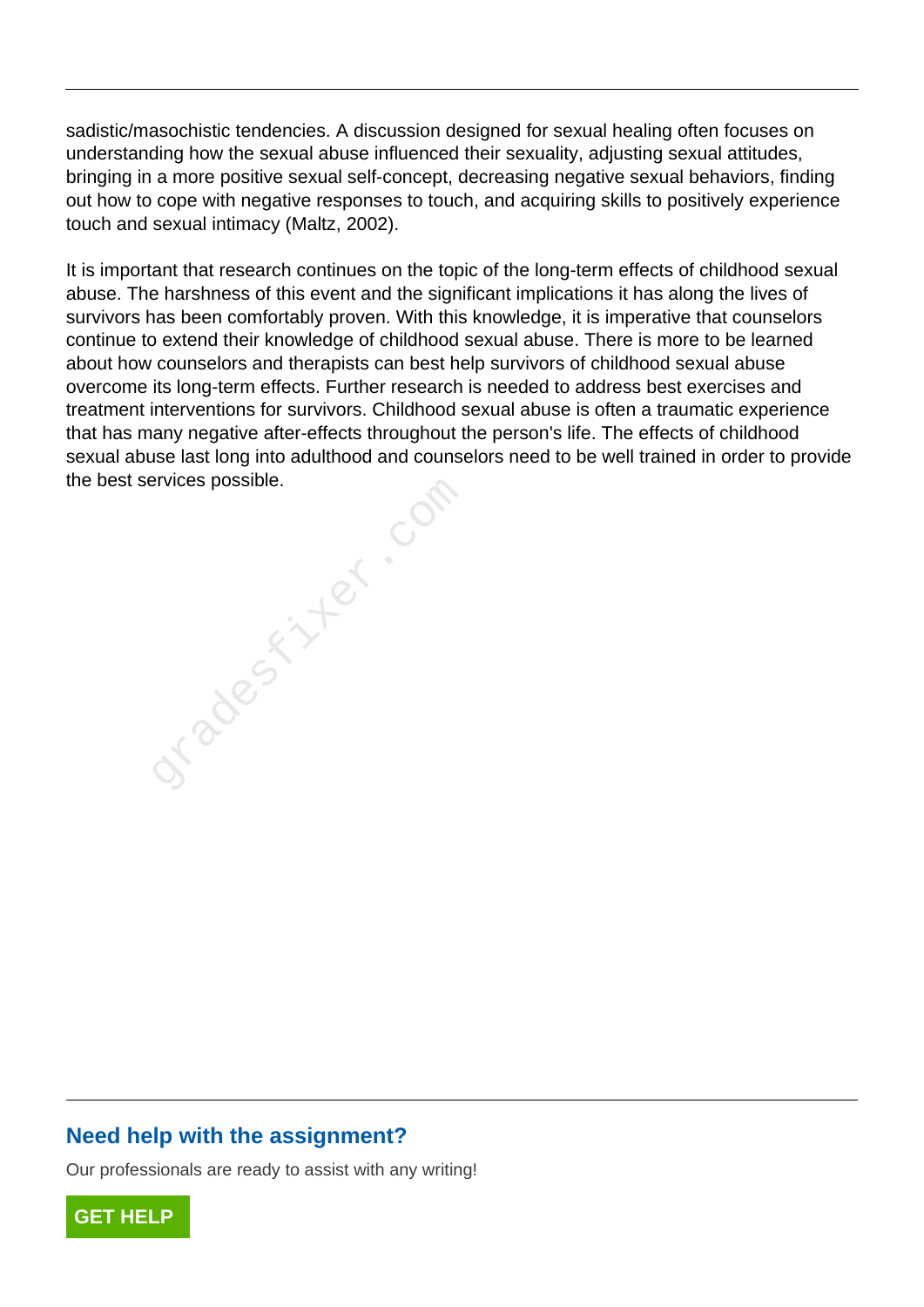sadistic/masochistic tendencies. A discussion designed for sexual healing often focuses on understanding how the sexual abuse influenced their sexuality, adjusting sexual attitudes, bringing in a more positive sexual self-concept, decreasing negative sexual behaviors, finding out how to cope with negative responses to touch, and acquiring skills to positively experience touch and sexual intimacy (Maltz, 2002).

It is important that research continues on the topic of the long-term effects of childhood sexual abuse. The harshness of this event and the significant implications it has along the lives of survivors has been comfortably proven. With this knowledge, it is imperative that counselors continue to extend their knowledge of childhood sexual abuse. There is more to be learned about how counselors and therapists can best help survivors of childhood sexual abuse overcome its long-term effects. Further research is needed to address best exercises and treatment interventions for survivors. Childhood sexual abuse is often a traumatic experience that has many negative after-effects throughout the person's life. The effects of childhood sexual abuse last long into adulthood and counselors need to be well trained in order to provide the best services possible.